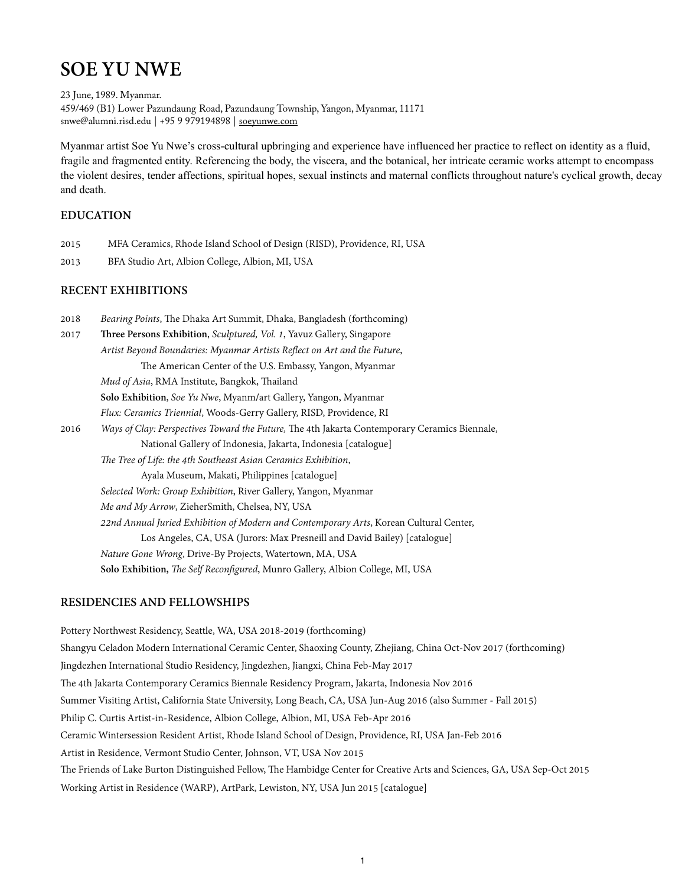# SOE YU NWE

23 June, 1989. Myanmar.
459/469 (B1) Lower Pazundaung Road, Pazundaung Township, Yangon, Myanmar, 11171
snwe@alumni.risd.edu | +95 9 979194898 | soeyunwe.com

Myanmar artist Soe Yu Nwe's cross-cultural upbringing and experience have influenced her practice to reflect on identity as a fluid, fragile and fragmented entity. Referencing the body, the viscera, and the botanical, her intricate ceramic works attempt to encompass the violent desires, tender affections, spiritual hopes, sexual instincts and maternal conflicts throughout nature's cyclical growth, decay and death.

## EDUCATION

2015 MFA Ceramics, Rhode Island School of Design (RISD), Providence, RI, USA

2013 BFA Studio Art, Albion College, Albion, MI, USA

## RECENT EXHIBITIONS

2018 *Bearing Points*, The Dhaka Art Summit, Dhaka, Bangladesh (forthcoming)

2017 **Three Persons Exhibition**, *Sculptured, Vol. 1*, Yavuz Gallery, Singapore

*Artist Beyond Boundaries: Myanmar Artists Reflect on Art and the Future*, The American Center of the U.S. Embassy, Yangon, Myanmar

*Mud of Asia*, RMA Institute, Bangkok, Thailand

**Solo Exhibition**, *Soe Yu Nwe*, Myanm/art Gallery, Yangon, Myanmar

*Flux: Ceramics Triennial*, Woods-Gerry Gallery, RISD, Providence, RI

2016 *Ways of Clay: Perspectives Toward the Future,* The 4th Jakarta Contemporary Ceramics Biennale, National Gallery of Indonesia, Jakarta, Indonesia [catalogue]

*The Tree of Life: the 4th Southeast Asian Ceramics Exhibition*, Ayala Museum, Makati, Philippines [catalogue]

*Selected Work: Group Exhibition*, River Gallery, Yangon, Myanmar

*Me and My Arrow*, ZieherSmith, Chelsea, NY, USA

*22nd Annual Juried Exhibition of Modern and Contemporary Arts*, Korean Cultural Center, Los Angeles, CA, USA (Jurors: Max Presneill and David Bailey) [catalogue]

*Nature Gone Wrong*, Drive-By Projects, Watertown, MA, USA

**Solo Exhibition,** *The Self Reconfigured*, Munro Gallery, Albion College, MI, USA

## RESIDENCIES AND FELLOWSHIPS

Pottery Northwest Residency, Seattle, WA, USA 2018-2019 (forthcoming)

Shangyu Celadon Modern International Ceramic Center, Shaoxing County, Zhejiang, China Oct-Nov 2017 (forthcoming)

Jingdezhen International Studio Residency, Jingdezhen, Jiangxi, China Feb-May 2017

The 4th Jakarta Contemporary Ceramics Biennale Residency Program, Jakarta, Indonesia Nov 2016

Summer Visiting Artist, California State University, Long Beach, CA, USA Jun-Aug 2016 (also Summer - Fall 2015)

Philip C. Curtis Artist-in-Residence, Albion College, Albion, MI, USA Feb-Apr 2016

Ceramic Wintersession Resident Artist, Rhode Island School of Design, Providence, RI, USA Jan-Feb 2016

Artist in Residence, Vermont Studio Center, Johnson, VT, USA Nov 2015

The Friends of Lake Burton Distinguished Fellow, The Hambidge Center for Creative Arts and Sciences, GA, USA Sep-Oct 2015

Working Artist in Residence (WARP), ArtPark, Lewiston, NY, USA Jun 2015 [catalogue]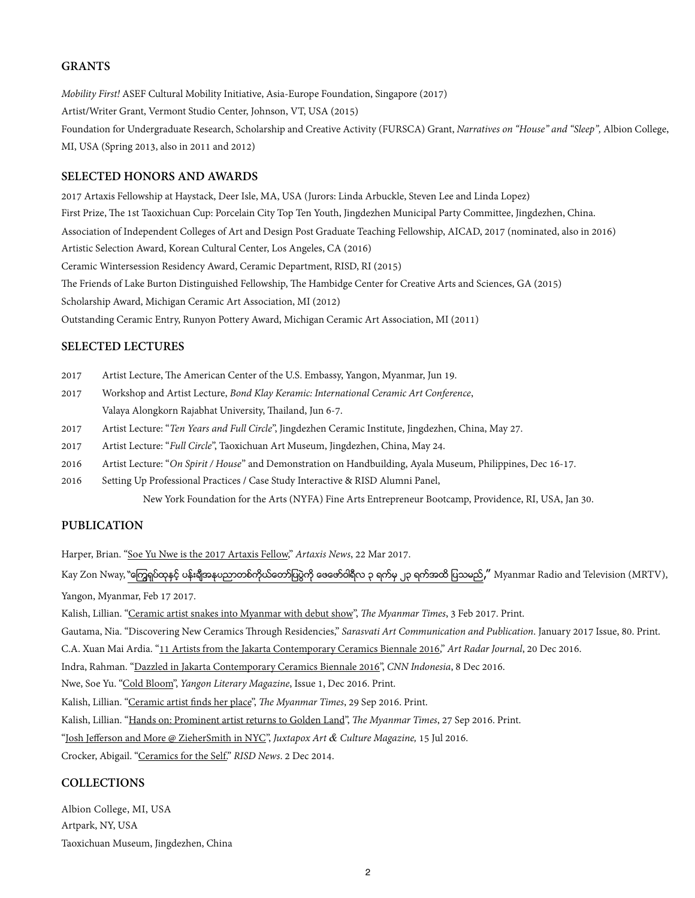## GRANTS

*Mobility First!* ASEF Cultural Mobility Initiative, Asia-Europe Foundation, Singapore (2017)

Artist/Writer Grant, Vermont Studio Center, Johnson, VT, USA (2015)

Foundation for Undergraduate Research, Scholarship and Creative Activity (FURSCA) Grant, *Narratives on "House" and "Sleep",* Albion College, MI, USA (Spring 2013, also in 2011 and 2012)

## SELECTED HONORS AND AWARDS

2017 Artaxis Fellowship at Haystack, Deer Isle, MA, USA (Jurors: Linda Arbuckle, Steven Lee and Linda Lopez)

First Prize, The 1st Taoxichuan Cup: Porcelain City Top Ten Youth, Jingdezhen Municipal Party Committee, Jingdezhen, China.

Association of Independent Colleges of Art and Design Post Graduate Teaching Fellowship, AICAD, 2017 (nominated, also in 2016)

Artistic Selection Award, Korean Cultural Center, Los Angeles, CA (2016)

Ceramic Wintersession Residency Award, Ceramic Department, RISD, RI (2015)

The Friends of Lake Burton Distinguished Fellowship, The Hambidge Center for Creative Arts and Sciences, GA (2015)

Scholarship Award, Michigan Ceramic Art Association, MI (2012)

Outstanding Ceramic Entry, Runyon Pottery Award, Michigan Ceramic Art Association, MI (2011)

## SELECTED LECTURES

2017 Artist Lecture, The American Center of the U.S. Embassy, Yangon, Myanmar, Jun 19.

2017 Workshop and Artist Lecture, *Bond Klay Keramic: International Ceramic Art Conference*, Valaya Alongkorn Rajabhat University, Thailand, Jun 6-7.

2017 Artist Lecture: "*Ten Years and Full Circle*", Jingdezhen Ceramic Institute, Jingdezhen, China, May 27.

2017 Artist Lecture: "*Full Circle*", Taoxichuan Art Museum, Jingdezhen, China, May 24.

2016 Artist Lecture: "*On Spirit / House*" and Demonstration on Handbuilding, Ayala Museum, Philippines, Dec 16-17.

2016 Setting Up Professional Practices / Case Study Interactive & RISD Alumni Panel, New York Foundation for the Arts (NYFA) Fine Arts Entrepreneur Bootcamp, Providence, RI, USA, Jan 30.

## PUBLICATION

Harper, Brian. "Soe Yu Nwe is the 2017 Artaxis Fellow," *Artaxis News*, 22 Mar 2017.

Kay Zon Nway, "ကြွေရုပ်ထုနှင့် ပန်းချီအနုပညာတစ်ကိုယ်တော်ပြပွဲကို ဖေဖော်ဝါရီလ ၃ ရက်မှ ၂၃ ရက်အထိ ပြသမည်," Myanmar Radio and Television (MRTV), Yangon, Myanmar, Feb 17 2017.

Kalish, Lillian. "Ceramic artist snakes into Myanmar with debut show", *The Myanmar Times*, 3 Feb 2017. Print.

Gautama, Nia. "Discovering New Ceramics Through Residencies," *Sarasvati Art Communication and Publication*. January 2017 Issue, 80. Print.

C.A. Xuan Mai Ardia. "11 Artists from the Jakarta Contemporary Ceramics Biennale 2016," *Art Radar Journal*, 20 Dec 2016.

Indra, Rahman. "Dazzled in Jakarta Contemporary Ceramics Biennale 2016", *CNN Indonesia*, 8 Dec 2016.

Nwe, Soe Yu. "Cold Bloom", *Yangon Literary Magazine*, Issue 1, Dec 2016. Print.

Kalish, Lillian. "Ceramic artist finds her place", *The Myanmar Times*, 29 Sep 2016. Print.

Kalish, Lillian. "Hands on: Prominent artist returns to Golden Land", *The Myanmar Times*, 27 Sep 2016. Print.

"Josh Jefferson and More @ ZieherSmith in NYC", *Juxtapox Art & Culture Magazine,* 15 Jul 2016.

Crocker, Abigail. "Ceramics for the Self." *RISD News*. 2 Dec 2014.

## COLLECTIONS

Albion College, MI, USA

Artpark, NY, USA

Taoxichuan Museum, Jingdezhen, China